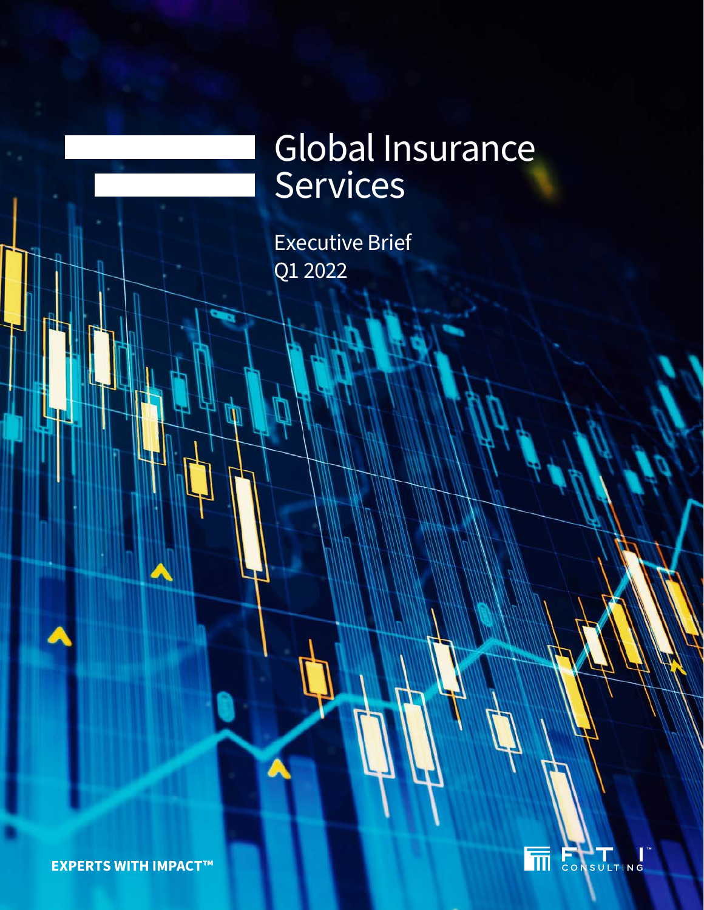# Global Insurance Services

Executive Brief
Q1 2022

**EXPERTS WITH IMPACT™**

FTI CONSULTING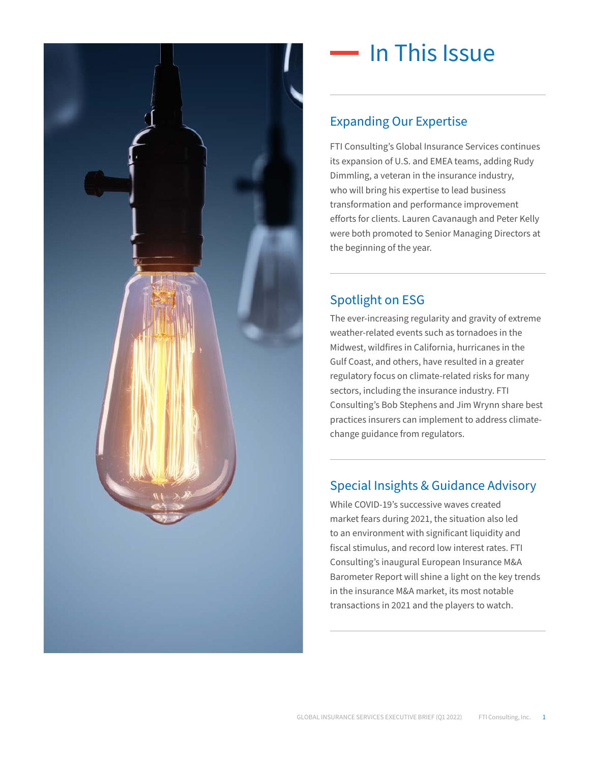# In This Issue

## Expanding Our Expertise

FTI Consulting's Global Insurance Services continues its expansion of U.S. and EMEA teams, adding Rudy Dimmling, a veteran in the insurance industry, who will bring his expertise to lead business transformation and performance improvement efforts for clients. Lauren Cavanaugh and Peter Kelly were both promoted to Senior Managing Directors at the beginning of the year.

## Spotlight on ESG

The ever-increasing regularity and gravity of extreme weather-related events such as tornadoes in the Midwest, wildfires in California, hurricanes in the Gulf Coast, and others, have resulted in a greater regulatory focus on climate-related risks for many sectors, including the insurance industry. FTI Consulting's Bob Stephens and Jim Wrynn share best practices insurers can implement to address climate-change guidance from regulators.

## Special Insights & Guidance Advisory

While COVID-19's successive waves created market fears during 2021, the situation also led to an environment with significant liquidity and fiscal stimulus, and record low interest rates. FTI Consulting's inaugural European Insurance M&A Barometer Report will shine a light on the key trends in the insurance M&A market, its most notable transactions in 2021 and the players to watch.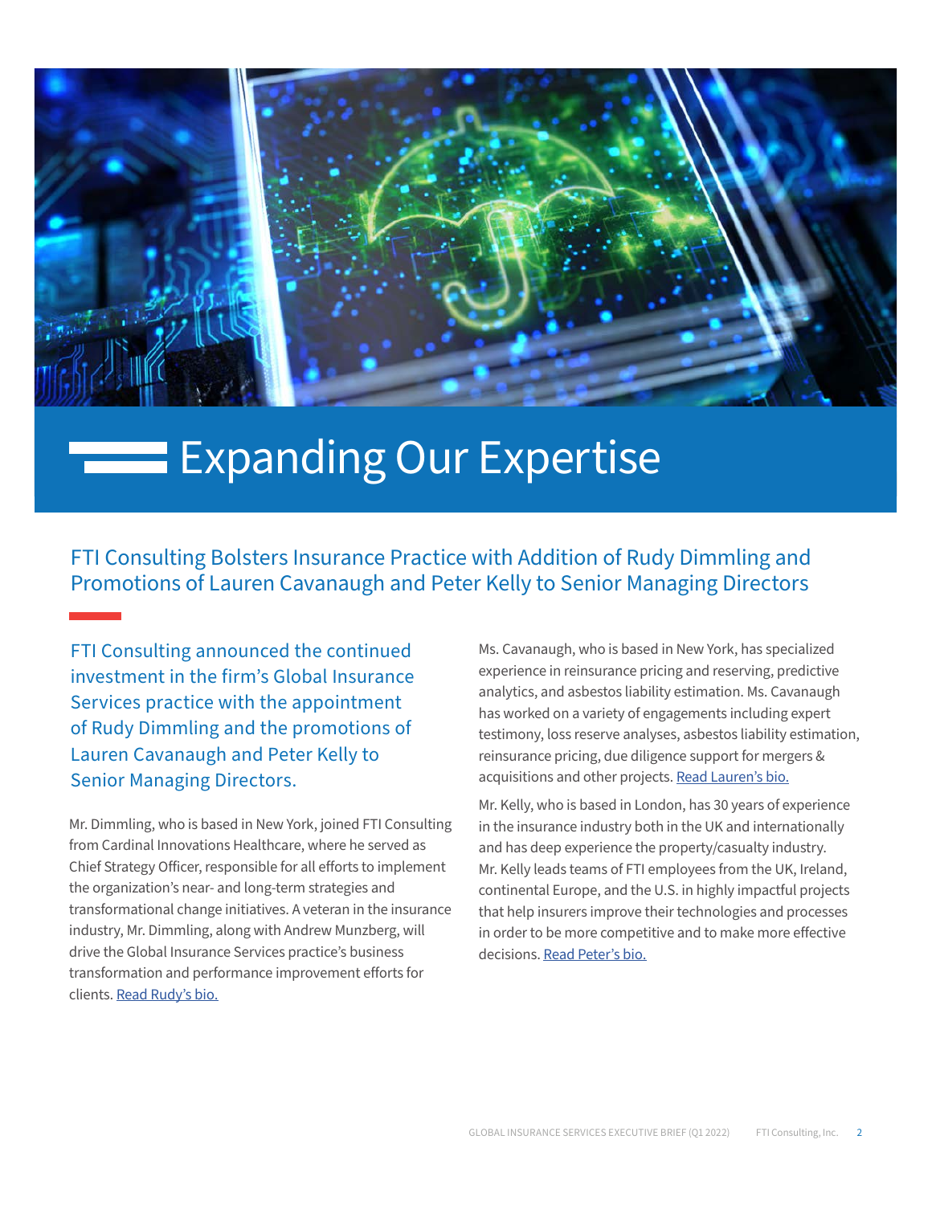# Expanding Our Expertise

## FTI Consulting Bolsters Insurance Practice with Addition of Rudy Dimmling and Promotions of Lauren Cavanaugh and Peter Kelly to Senior Managing Directors

FTI Consulting announced the continued investment in the firm's Global Insurance Services practice with the appointment of Rudy Dimmling and the promotions of Lauren Cavanaugh and Peter Kelly to Senior Managing Directors.

Mr. Dimmling, who is based in New York, joined FTI Consulting from Cardinal Innovations Healthcare, where he served as Chief Strategy Officer, responsible for all efforts to implement the organization's near- and long-term strategies and transformational change initiatives. A veteran in the insurance industry, Mr. Dimmling, along with Andrew Munzberg, will drive the Global Insurance Services practice's business transformation and performance improvement efforts for clients. [Read Rudy's bio.]

Ms. Cavanaugh, who is based in New York, has specialized experience in reinsurance pricing and reserving, predictive analytics, and asbestos liability estimation. Ms. Cavanaugh has worked on a variety of engagements including expert testimony, loss reserve analyses, asbestos liability estimation, reinsurance pricing, due diligence support for mergers & acquisitions and other projects. [Read Lauren's bio.]

Mr. Kelly, who is based in London, has 30 years of experience in the insurance industry both in the UK and internationally and has deep experience the property/casualty industry. Mr. Kelly leads teams of FTI employees from the UK, Ireland, continental Europe, and the U.S. in highly impactful projects that help insurers improve their technologies and processes in order to be more competitive and to make more effective decisions. [Read Peter's bio.]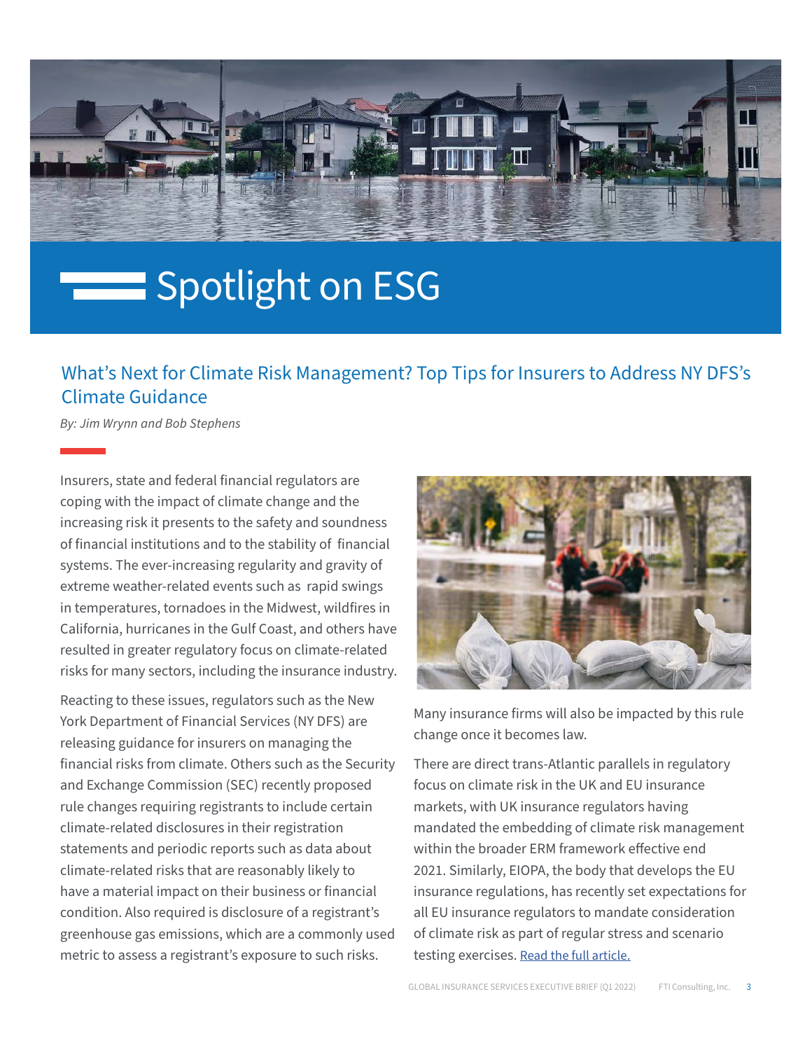# Spotlight on ESG

## What's Next for Climate Risk Management? Top Tips for Insurers to Address NY DFS's Climate Guidance

*By: Jim Wrynn and Bob Stephens*

Insurers, state and federal financial regulators are coping with the impact of climate change and the increasing risk it presents to the safety and soundness of financial institutions and to the stability of financial systems. The ever-increasing regularity and gravity of extreme weather-related events such as rapid swings in temperatures, tornadoes in the Midwest, wildfires in California, hurricanes in the Gulf Coast, and others have resulted in greater regulatory focus on climate-related risks for many sectors, including the insurance industry.

Reacting to these issues, regulators such as the New York Department of Financial Services (NY DFS) are releasing guidance for insurers on managing the financial risks from climate. Others such as the Security and Exchange Commission (SEC) recently proposed rule changes requiring registrants to include certain climate-related disclosures in their registration statements and periodic reports such as data about climate-related risks that are reasonably likely to have a material impact on their business or financial condition. Also required is disclosure of a registrant's greenhouse gas emissions, which are a commonly used metric to assess a registrant's exposure to such risks. Many insurance firms will also be impacted by this rule change once it becomes law.

There are direct trans-Atlantic parallels in regulatory focus on climate risk in the UK and EU insurance markets, with UK insurance regulators having mandated the embedding of climate risk management within the broader ERM framework effective end 2021. Similarly, EIOPA, the body that develops the EU insurance regulations, has recently set expectations for all EU insurance regulators to mandate consideration of climate risk as part of regular stress and scenario testing exercises. Read the full article.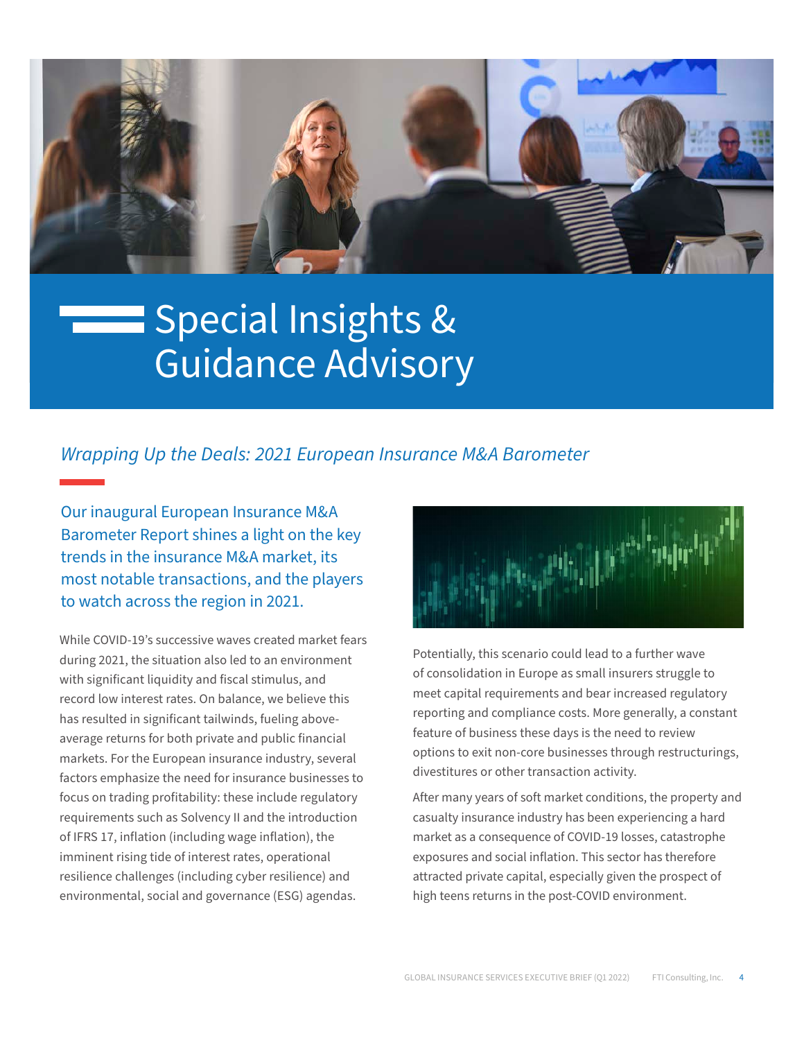# Special Insights & Guidance Advisory

*Wrapping Up the Deals: 2021 European Insurance M&A Barometer*

Our inaugural European Insurance M&A Barometer Report shines a light on the key trends in the insurance M&A market, its most notable transactions, and the players to watch across the region in 2021.

While COVID-19's successive waves created market fears during 2021, the situation also led to an environment with significant liquidity and fiscal stimulus, and record low interest rates. On balance, we believe this has resulted in significant tailwinds, fueling above-average returns for both private and public financial markets. For the European insurance industry, several factors emphasize the need for insurance businesses to focus on trading profitability: these include regulatory requirements such as Solvency II and the introduction of IFRS 17, inflation (including wage inflation), the imminent rising tide of interest rates, operational resilience challenges (including cyber resilience) and environmental, social and governance (ESG) agendas.

Potentially, this scenario could lead to a further wave of consolidation in Europe as small insurers struggle to meet capital requirements and bear increased regulatory reporting and compliance costs. More generally, a constant feature of business these days is the need to review options to exit non-core businesses through restructurings, divestitures or other transaction activity.

After many years of soft market conditions, the property and casualty insurance industry has been experiencing a hard market as a consequence of COVID-19 losses, catastrophe exposures and social inflation. This sector has therefore attracted private capital, especially given the prospect of high teens returns in the post-COVID environment.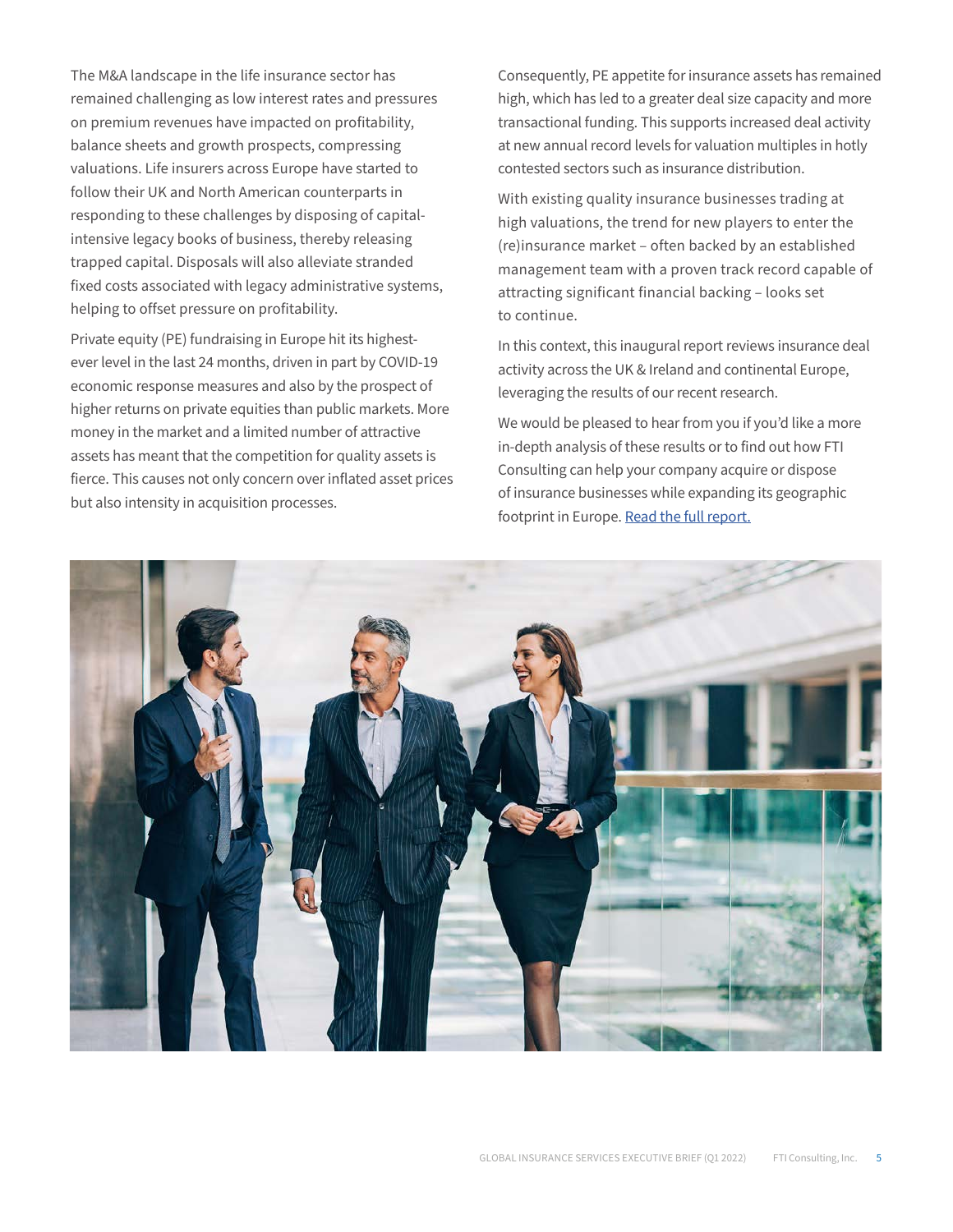The M&A landscape in the life insurance sector has remained challenging as low interest rates and pressures on premium revenues have impacted on profitability, balance sheets and growth prospects, compressing valuations. Life insurers across Europe have started to follow their UK and North American counterparts in responding to these challenges by disposing of capital-intensive legacy books of business, thereby releasing trapped capital. Disposals will also alleviate stranded fixed costs associated with legacy administrative systems, helping to offset pressure on profitability.

Private equity (PE) fundraising in Europe hit its highest-ever level in the last 24 months, driven in part by COVID-19 economic response measures and also by the prospect of higher returns on private equities than public markets. More money in the market and a limited number of attractive assets has meant that the competition for quality assets is fierce. This causes not only concern over inflated asset prices but also intensity in acquisition processes.

Consequently, PE appetite for insurance assets has remained high, which has led to a greater deal size capacity and more transactional funding. This supports increased deal activity at new annual record levels for valuation multiples in hotly contested sectors such as insurance distribution.

With existing quality insurance businesses trading at high valuations, the trend for new players to enter the (re)insurance market – often backed by an established management team with a proven track record capable of attracting significant financial backing – looks set to continue.

In this context, this inaugural report reviews insurance deal activity across the UK & Ireland and continental Europe, leveraging the results of our recent research.

We would be pleased to hear from you if you'd like a more in-depth analysis of these results or to find out how FTI Consulting can help your company acquire or dispose of insurance businesses while expanding its geographic footprint in Europe. Read the full report.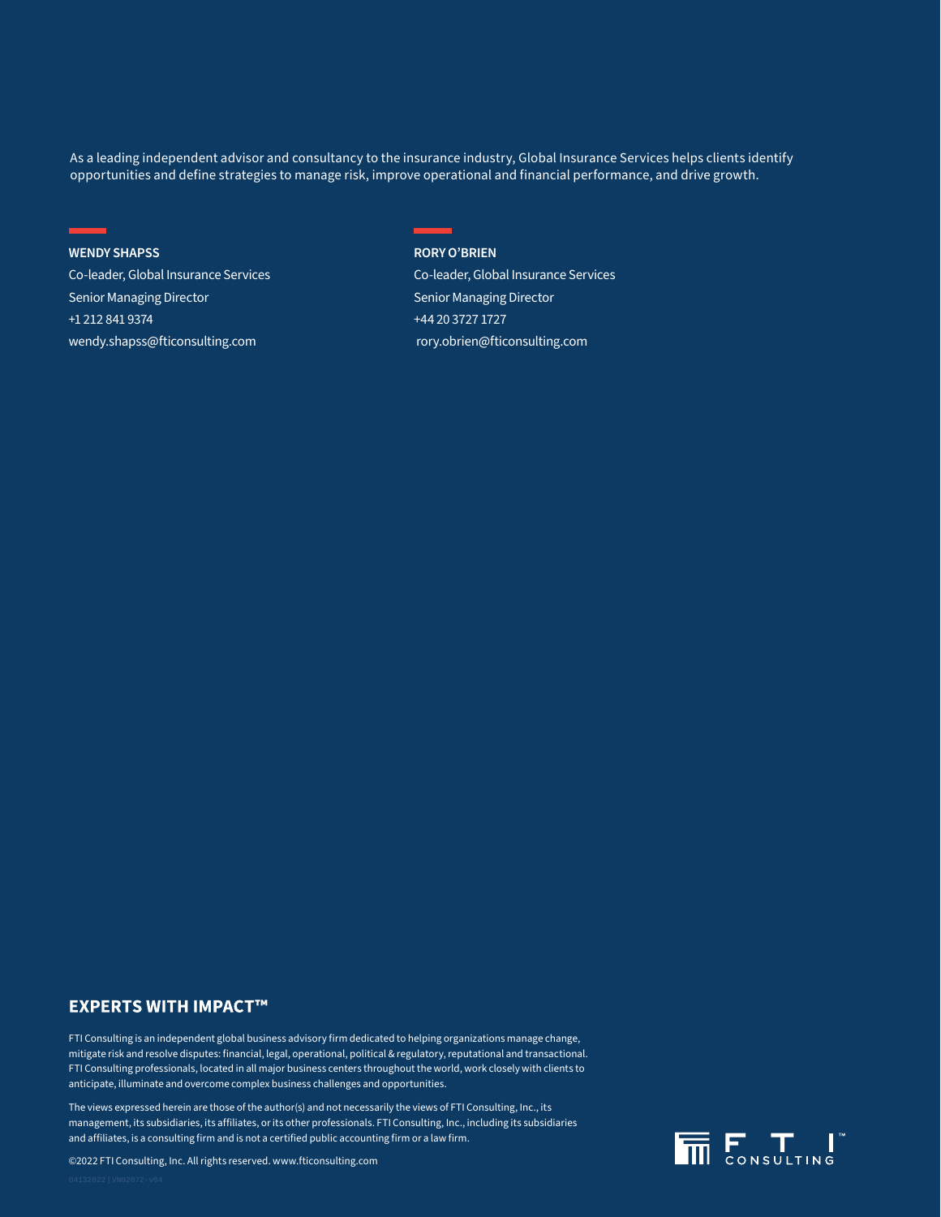As a leading independent advisor and consultancy to the insurance industry, Global Insurance Services helps clients identify opportunities and define strategies to manage risk, improve operational and financial performance, and drive growth.

**WENDY SHAPSS**
Co-leader, Global Insurance Services
Senior Managing Director
+1 212 841 9374
wendy.shapss@fticonsulting.com

**RORY O'BRIEN**
Co-leader, Global Insurance Services
Senior Managing Director
+44 20 3727 1727
rory.obrien@fticonsulting.com

## EXPERTS WITH IMPACT™

FTI Consulting is an independent global business advisory firm dedicated to helping organizations manage change, mitigate risk and resolve disputes: financial, legal, operational, political & regulatory, reputational and transactional. FTI Consulting professionals, located in all major business centers throughout the world, work closely with clients to anticipate, illuminate and overcome complex business challenges and opportunities.

The views expressed herein are those of the author(s) and not necessarily the views of FTI Consulting, Inc., its management, its subsidiaries, its affiliates, or its other professionals. FTI Consulting, Inc., including its subsidiaries and affiliates, is a consulting firm and is not a certified public accounting firm or a law firm.

©2022 FTI Consulting, Inc. All rights reserved. www.fticonsulting.com

FTI CONSULTING™